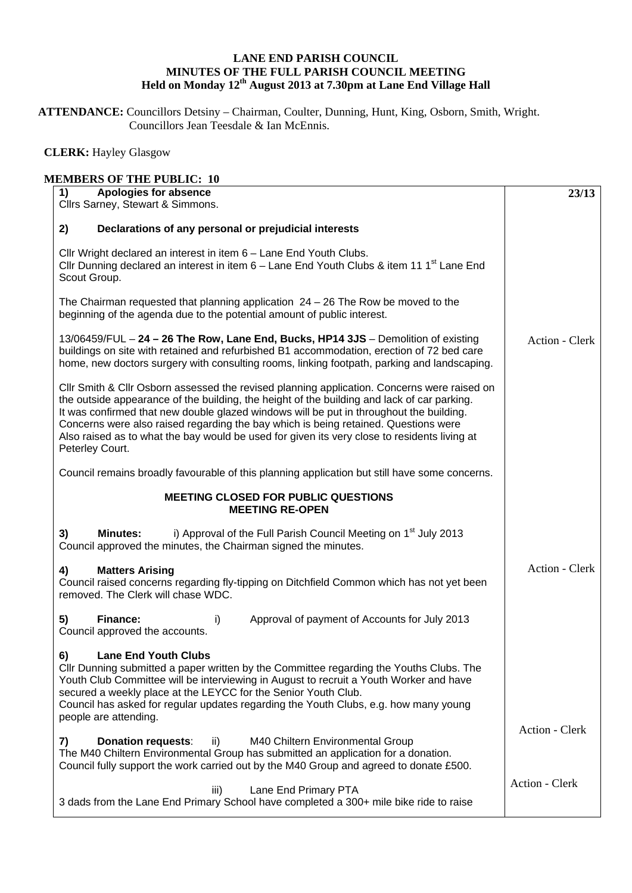# LANE END PARISH COUNCIL
## MINUTES OF THE FULL PARISH COUNCIL MEETING
### Held on Monday 12th August 2013 at 7.30pm at Lane End Village Hall

**ATTENDANCE:** Councillors Detsiny – Chairman, Coulter, Dunning, Hunt, King, Osborn, Smith, Wright. Councillors Jean Teesdale & Ian McEnnis.

**CLERK:** Hayley Glasgow

**MEMBERS OF THE PUBLIC: 10**

| | |
|---|---|
| **1) Apologies for absence**<br>Cllrs Sarney, Stewart & Simmons. | **23/13** |
| **2) Declarations of any personal or prejudicial interests**<br><br>Cllr Wright declared an interest in item 6 – Lane End Youth Clubs.<br>Cllr Dunning declared an interest in item 6 – Lane End Youth Clubs & item 11 1st Lane End Scout Group.<br><br>The Chairman requested that planning application 24 – 26 The Row be moved to the beginning of the agenda due to the potential amount of public interest. | |
| 13/06459/FUL – **24 – 26 The Row, Lane End, Bucks, HP14 3JS** – Demolition of existing buildings on site with retained and refurbished B1 accommodation, erection of 72 bed care home, new doctors surgery with consulting rooms, linking footpath, parking and landscaping.<br><br>Cllr Smith & Cllr Osborn assessed the revised planning application. Concerns were raised on the outside appearance of the building, the height of the building and lack of car parking. It was confirmed that new double glazed windows will be put in throughout the building. Concerns were also raised regarding the bay which is being retained. Questions were Also raised as to what the bay would be used for given its very close to residents living at Peterley Court.<br><br>Council remains broadly favourable of this planning application but still have some concerns. | Action - Clerk |
| **MEETING CLOSED FOR PUBLIC QUESTIONS**<br>**MEETING RE-OPEN** | |
| **3) Minutes:** i) Approval of the Full Parish Council Meeting on 1st July 2013<br>Council approved the minutes, the Chairman signed the minutes. | |
| **4) Matters Arising**<br>Council raised concerns regarding fly-tipping on Ditchfield Common which has not yet been removed. The Clerk will chase WDC. | Action - Clerk |
| **5) Finance:** i) Approval of payment of Accounts for July 2013<br>Council approved the accounts. | |
| **6) Lane End Youth Clubs**<br>Cllr Dunning submitted a paper written by the Committee regarding the Youths Clubs. The Youth Club Committee will be interviewing in August to recruit a Youth Worker and have secured a weekly place at the LEYCC for the Senior Youth Club.<br>Council has asked for regular updates regarding the Youth Clubs, e.g. how many young people are attending. | |
| **7) Donation requests**: ii) M40 Chiltern Environmental Group<br>The M40 Chiltern Environmental Group has submitted an application for a donation. Council fully support the work carried out by the M40 Group and agreed to donate £500. | Action - Clerk |
| iii) Lane End Primary PTA<br>3 dads from the Lane End Primary School have completed a 300+ mile bike ride to raise | Action - Clerk |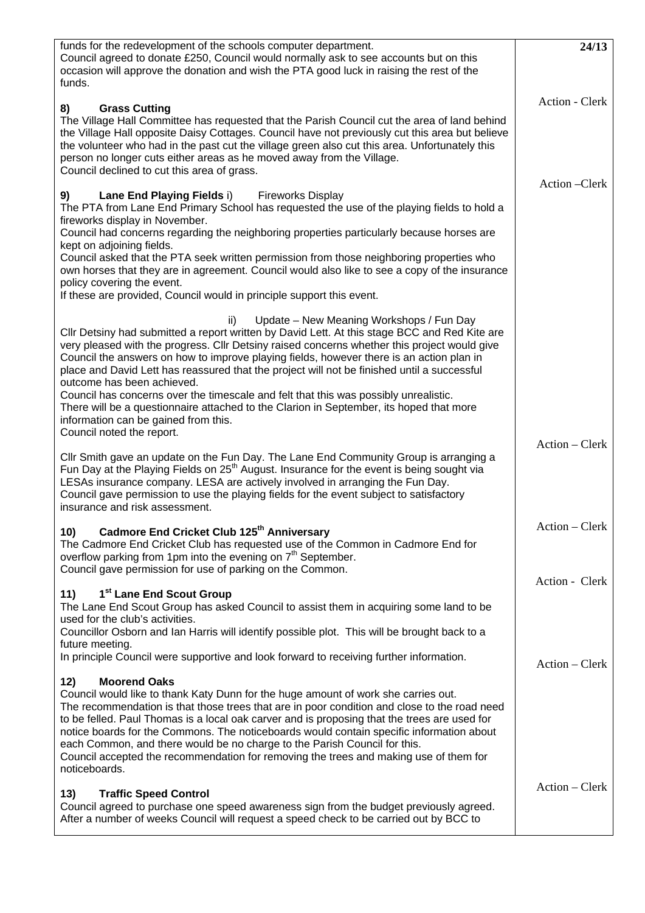| | |
|---|---|
| funds for the redevelopment of the schools computer department.<br>Council agreed to donate £250, Council would normally ask to see accounts but on this occasion will approve the donation and wish the PTA good luck in raising the rest of the funds. | **24/13** |
| **8) Grass Cutting**<br>The Village Hall Committee has requested that the Parish Council cut the area of land behind the Village Hall opposite Daisy Cottages. Council have not previously cut this area but believe the volunteer who had in the past cut the village green also cut this area. Unfortunately this person no longer cuts either areas as he moved away from the Village.<br>Council declined to cut this area of grass. | Action - Clerk |
| **9) Lane End Playing Fields** i) Fireworks Display<br>The PTA from Lane End Primary School has requested the use of the playing fields to hold a fireworks display in November.<br>Council had concerns regarding the neighboring properties particularly because horses are kept on adjoining fields.<br>Council asked that the PTA seek written permission from those neighboring properties who own horses that they are in agreement. Council would also like to see a copy of the insurance policy covering the event.<br>If these are provided, Council would in principle support this event. | Action –Clerk |
| ii) Update – New Meaning Workshops / Fun Day<br>Cllr Detsiny had submitted a report written by David Lett. At this stage BCC and Red Kite are very pleased with the progress. Cllr Detsiny raised concerns whether this project would give Council the answers on how to improve playing fields, however there is an action plan in place and David Lett has reassured that the project will not be finished until a successful outcome has been achieved.<br>Council has concerns over the timescale and felt that this was possibly unrealistic.<br>There will be a questionnaire attached to the Clarion in September, its hoped that more information can be gained from this.<br>Council noted the report. | |
| Cllr Smith gave an update on the Fun Day. The Lane End Community Group is arranging a Fun Day at the Playing Fields on 25th August. Insurance for the event is being sought via LESAs insurance company. LESA are actively involved in arranging the Fun Day.<br>Council gave permission to use the playing fields for the event subject to satisfactory insurance and risk assessment. | Action – Clerk |
| **10) Cadmore End Cricket Club 125th Anniversary**<br>The Cadmore End Cricket Club has requested use of the Common in Cadmore End for overflow parking from 1pm into the evening on 7th September.<br>Council gave permission for use of parking on the Common. | Action – Clerk |
| **11) 1st Lane End Scout Group**<br>The Lane End Scout Group has asked Council to assist them in acquiring some land to be used for the club's activities.<br>Councillor Osborn and Ian Harris will identify possible plot. This will be brought back to a future meeting.<br>In principle Council were supportive and look forward to receiving further information. | Action - Clerk |
| **12) Moorend Oaks**<br>Council would like to thank Katy Dunn for the huge amount of work she carries out.<br>The recommendation is that those trees that are in poor condition and close to the road need to be felled. Paul Thomas is a local oak carver and is proposing that the trees are used for notice boards for the Commons. The noticeboards would contain specific information about each Common, and there would be no charge to the Parish Council for this.<br>Council accepted the recommendation for removing the trees and making use of them for noticeboards. | Action – Clerk |
| **13) Traffic Speed Control**<br>Council agreed to purchase one speed awareness sign from the budget previously agreed.<br>After a number of weeks Council will request a speed check to be carried out by BCC to | Action – Clerk |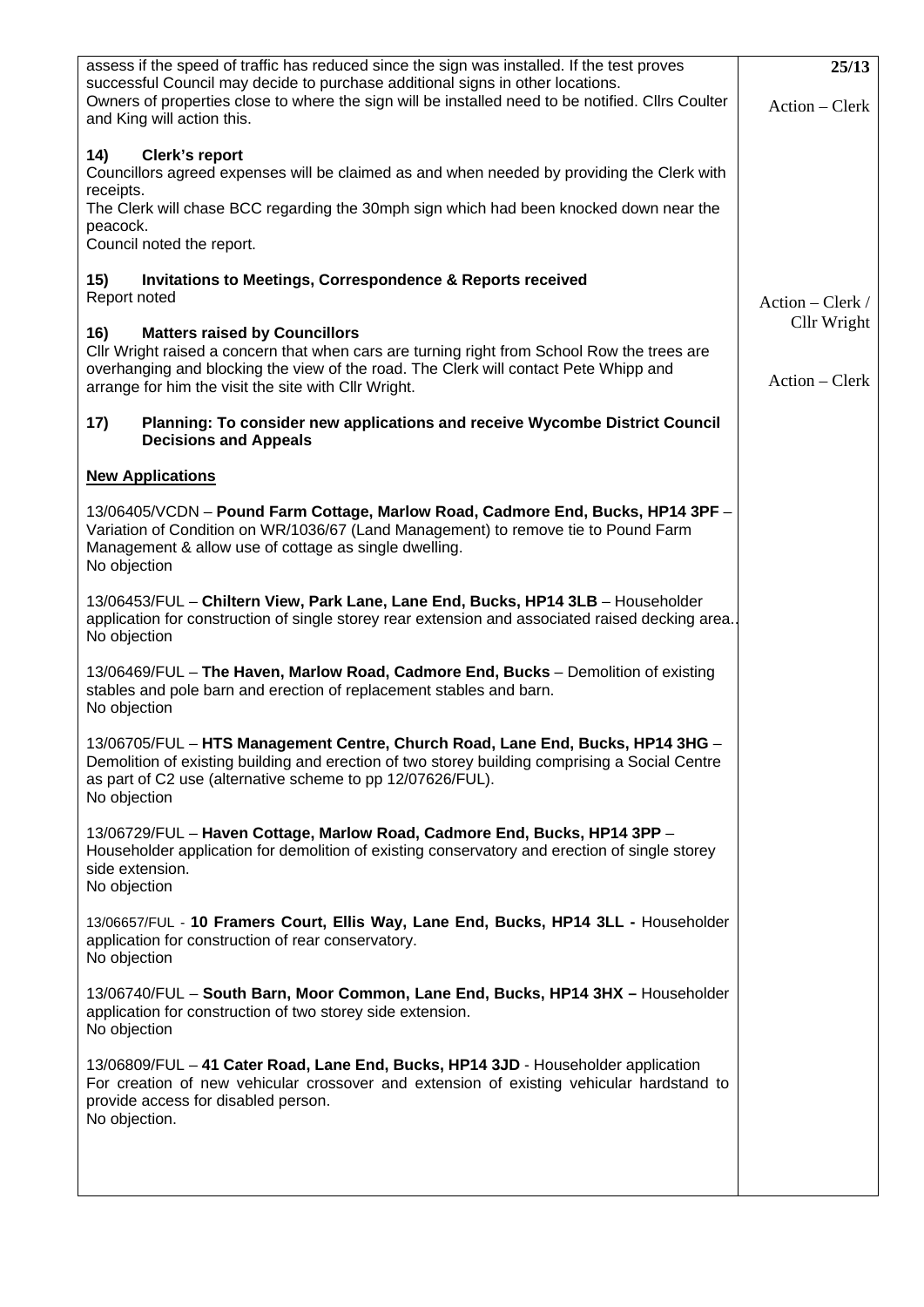assess if the speed of traffic has reduced since the sign was installed. If the test proves successful Council may decide to purchase additional signs in other locations.

Owners of properties close to where the sign will be installed need to be notified. Cllrs Coulter and King will action this.

**25/13**

Action – Clerk

**14) Clerk's report**

Councillors agreed expenses will be claimed as and when needed by providing the Clerk with receipts.

The Clerk will chase BCC regarding the 30mph sign which had been knocked down near the peacock.

Council noted the report.

Action – Clerk / Cllr Wright

**15) Invitations to Meetings, Correspondence & Reports received**

Report noted

**16) Matters raised by Councillors**

Cllr Wright raised a concern that when cars are turning right from School Row the trees are overhanging and blocking the view of the road. The Clerk will contact Pete Whipp and arrange for him the visit the site with Cllr Wright.

Action – Clerk

**17) Planning: To consider new applications and receive Wycombe District Council Decisions and Appeals**

**New Applications**

13/06405/VCDN – **Pound Farm Cottage, Marlow Road, Cadmore End, Bucks, HP14 3PF** – Variation of Condition on WR/1036/67 (Land Management) to remove tie to Pound Farm Management & allow use of cottage as single dwelling.
No objection

13/06453/FUL – **Chiltern View, Park Lane, Lane End, Bucks, HP14 3LB** – Householder application for construction of single storey rear extension and associated raised decking area..
No objection

13/06469/FUL – **The Haven, Marlow Road, Cadmore End, Bucks** – Demolition of existing stables and pole barn and erection of replacement stables and barn.
No objection

13/06705/FUL – **HTS Management Centre, Church Road, Lane End, Bucks, HP14 3HG** – Demolition of existing building and erection of two storey building comprising a Social Centre as part of C2 use (alternative scheme to pp 12/07626/FUL).
No objection

13/06729/FUL – **Haven Cottage, Marlow Road, Cadmore End, Bucks, HP14 3PP** – Householder application for demolition of existing conservatory and erection of single storey side extension.
No objection

13/06657/FUL - **10 Framers Court, Ellis Way, Lane End, Bucks, HP14 3LL -** Householder application for construction of rear conservatory.
No objection

13/06740/FUL – **South Barn, Moor Common, Lane End, Bucks, HP14 3HX –** Householder application for construction of two storey side extension.
No objection

13/06809/FUL – **41 Cater Road, Lane End, Bucks, HP14 3JD** - Householder application For creation of new vehicular crossover and extension of existing vehicular hardstand to provide access for disabled person.
No objection.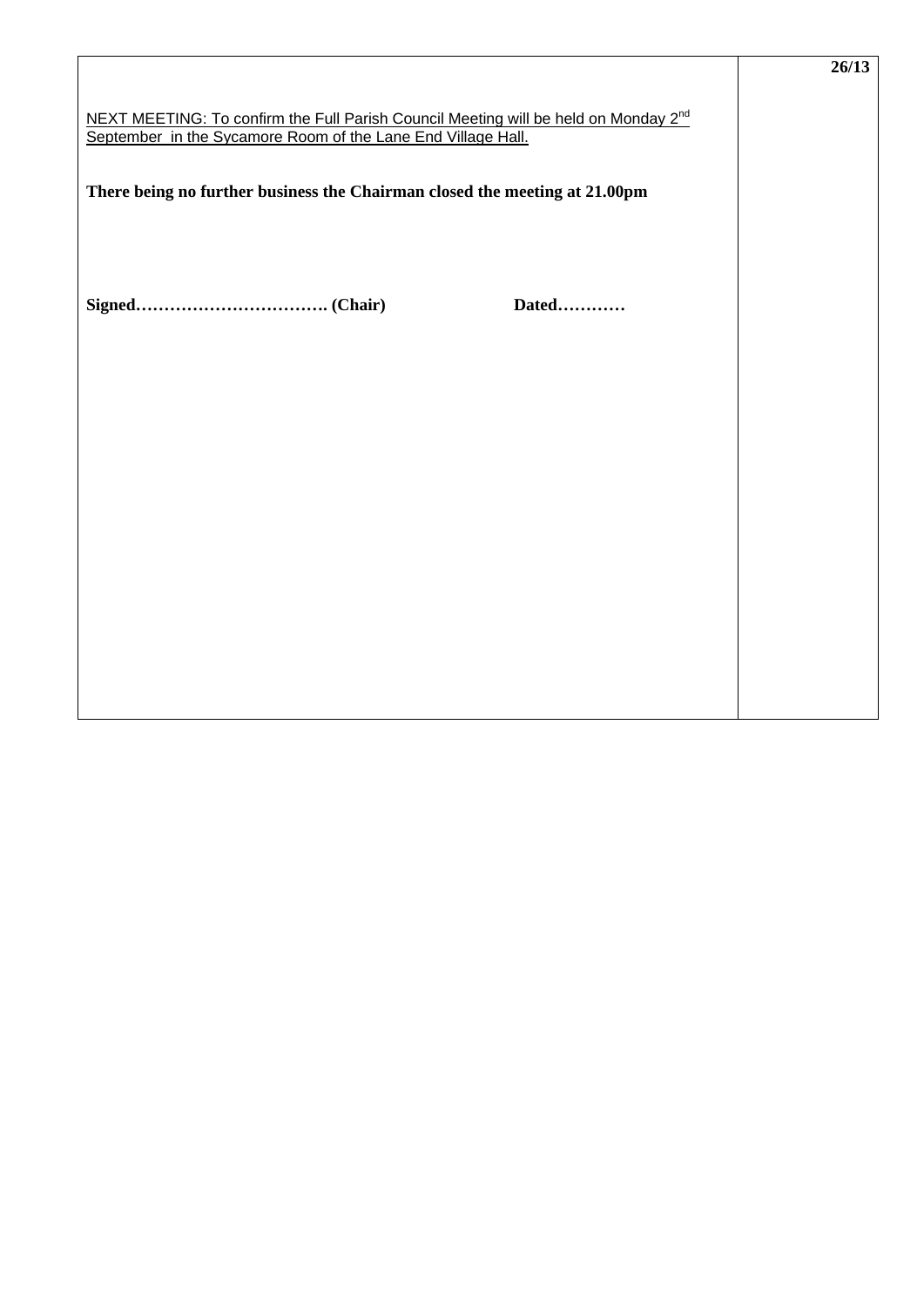NEXT MEETING: To confirm the Full Parish Council Meeting will be held on Monday 2nd September in the Sycamore Room of the Lane End Village Hall.

**There being no further business the Chairman closed the meeting at 21.00pm**

**Signed……………………………. (Chair)**                    **Dated…………**